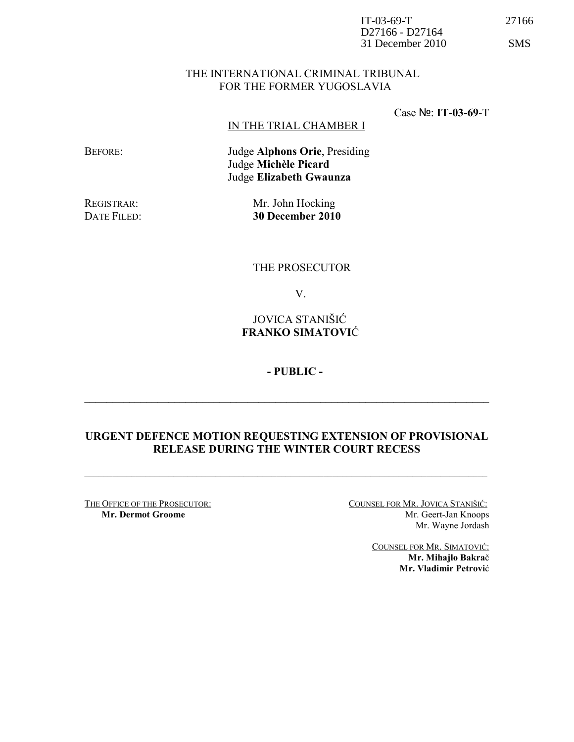IT-03-69-T 27166
D27166 - D27164
31 December 2010 SMS

THE INTERNATIONAL CRIMINAL TRIBUNAL
FOR THE FORMER YUGOSLAVIA

Case №: **IT-03-69**-T

IN THE TRIAL CHAMBER I

BEFORE: Judge **Alphons Orie**, Presiding
Judge **Michèle Picard**
Judge **Elizabeth Gwaunza**

REGISTRAR: Mr. John Hocking
DATE FILED: **30 December 2010**

THE PROSECUTOR

V.

JOVICA STANIŠIĆ
**FRANKO SIMATOVIĆ**

**- PUBLIC -**

---

## URGENT DEFENCE MOTION REQUESTING EXTENSION OF PROVISIONAL RELEASE DURING THE WINTER COURT RECESS

---

THE OFFICE OF THE PROSECUTOR:
**Mr. Dermot Groome**

COUNSEL FOR MR. JOVICA STANIŠIĆ:
Mr. Geert-Jan Knoops
Mr. Wayne Jordash

COUNSEL FOR MR. SIMATOVIĆ:
**Mr. Mihajlo Bakrač**
**Mr. Vladimir Petrović**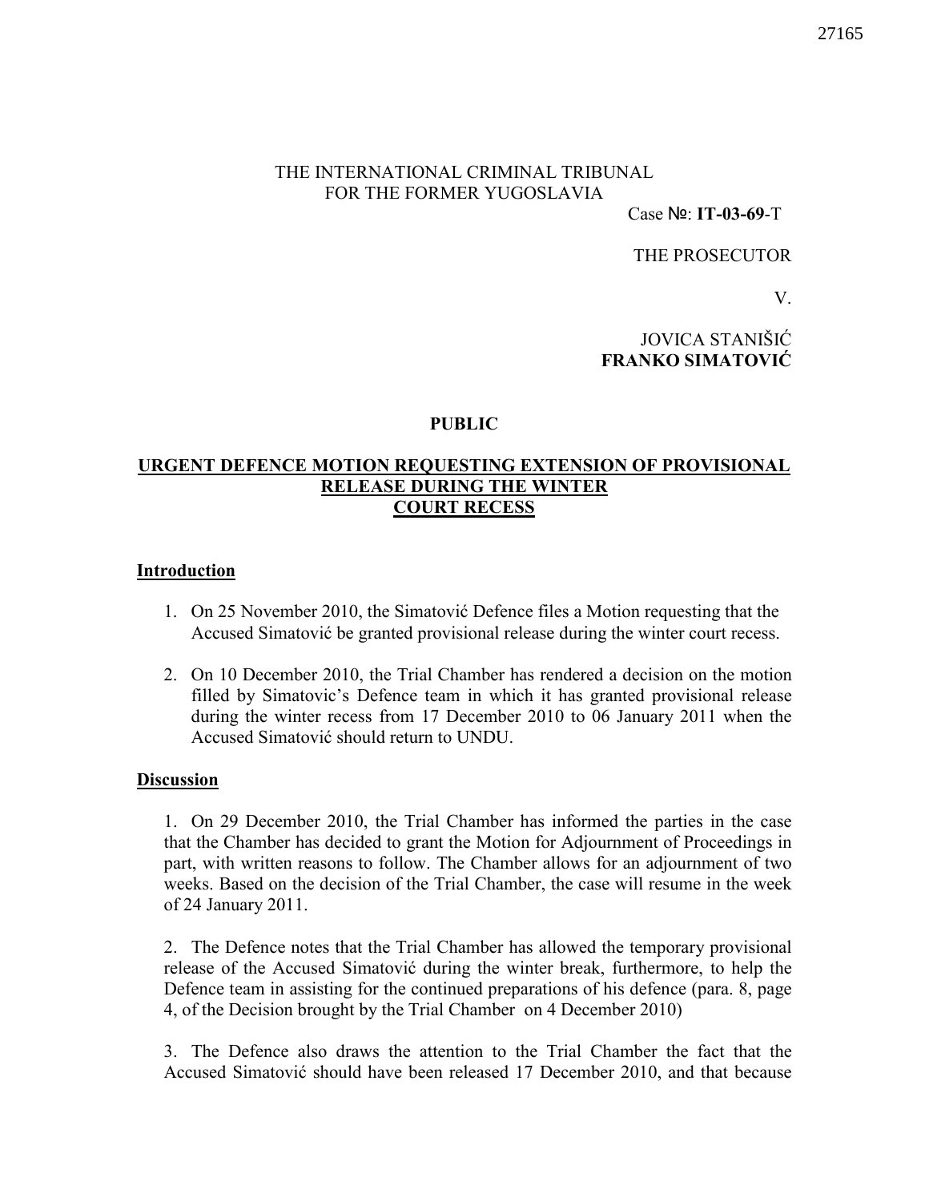THE INTERNATIONAL CRIMINAL TRIBUNAL FOR THE FORMER YUGOSLAVIA

Case №: **IT-03-69**-T

THE PROSECUTOR

V.

JOVICA STANIŠIĆ
**FRANKO SIMATOVIĆ**

**PUBLIC**

**URGENT DEFENCE MOTION REQUESTING EXTENSION OF PROVISIONAL RELEASE DURING THE WINTER COURT RECESS**

## Introduction

1. On 25 November 2010, the Simatović Defence files a Motion requesting that the Accused Simatović be granted provisional release during the winter court recess.

2. On 10 December 2010, the Trial Chamber has rendered a decision on the motion filled by Simatovic's Defence team in which it has granted provisional release during the winter recess from 17 December 2010 to 06 January 2011 when the Accused Simatović should return to UNDU.

## Discussion

1. On 29 December 2010, the Trial Chamber has informed the parties in the case that the Chamber has decided to grant the Motion for Adjournment of Proceedings in part, with written reasons to follow. The Chamber allows for an adjournment of two weeks. Based on the decision of the Trial Chamber, the case will resume in the week of 24 January 2011.

2. The Defence notes that the Trial Chamber has allowed the temporary provisional release of the Accused Simatović during the winter break, furthermore, to help the Defence team in assisting for the continued preparations of his defence (para. 8, page 4, of the Decision brought by the Trial Chamber on 4 December 2010)

3. The Defence also draws the attention to the Trial Chamber the fact that the Accused Simatović should have been released 17 December 2010, and that because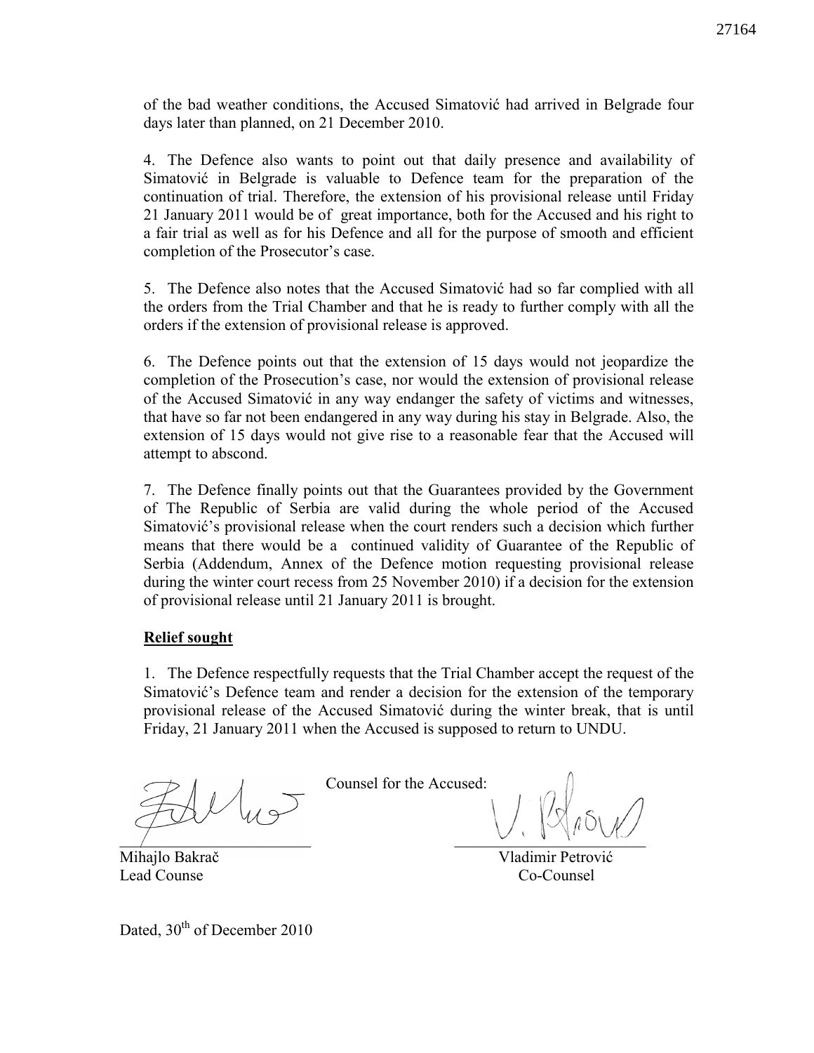of the bad weather conditions, the Accused Simatović had arrived in Belgrade four days later than planned, on 21 December 2010.

4. The Defence also wants to point out that daily presence and availability of Simatović in Belgrade is valuable to Defence team for the preparation of the continuation of trial. Therefore, the extension of his provisional release until Friday 21 January 2011 would be of great importance, both for the Accused and his right to a fair trial as well as for his Defence and all for the purpose of smooth and efficient completion of the Prosecutor's case.

5. The Defence also notes that the Accused Simatović had so far complied with all the orders from the Trial Chamber and that he is ready to further comply with all the orders if the extension of provisional release is approved.

6. The Defence points out that the extension of 15 days would not jeopardize the completion of the Prosecution's case, nor would the extension of provisional release of the Accused Simatović in any way endanger the safety of victims and witnesses, that have so far not been endangered in any way during his stay in Belgrade. Also, the extension of 15 days would not give rise to a reasonable fear that the Accused will attempt to abscond.

7. The Defence finally points out that the Guarantees provided by the Government of The Republic of Serbia are valid during the whole period of the Accused Simatović's provisional release when the court renders such a decision which further means that there would be a continued validity of Guarantee of the Republic of Serbia (Addendum, Annex of the Defence motion requesting provisional release during the winter court recess from 25 November 2010) if a decision for the extension of provisional release until 21 January 2011 is brought.

**Relief sought**

1. The Defence respectfully requests that the Trial Chamber accept the request of the Simatović's Defence team and render a decision for the extension of the temporary provisional release of the Accused Simatović during the winter break, that is until Friday, 21 January 2011 when the Accused is supposed to return to UNDU.

Counsel for the Accused:

Mihajlo Bakrač
Lead Counse

Vladimir Petrović
Co-Counsel

Dated, 30th of December 2010